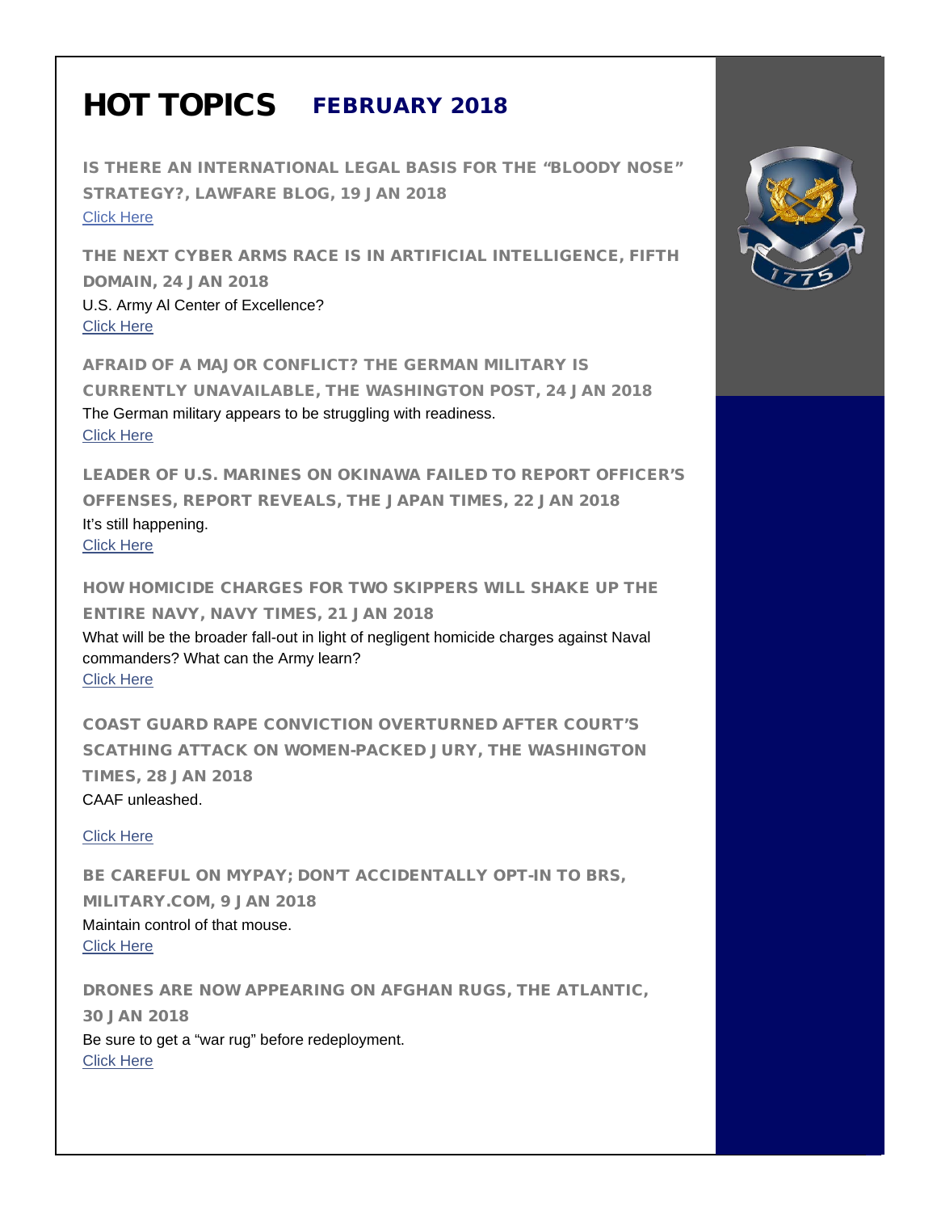# HOT TOPICS FEBRUARY 2018

### IS THERE AN INTERNATIONAL LEGAL BASIS FOR THE "BLOODY NOSE" STRATEGY?, LAWFARE BLOG, 19 JAN 2018

Click Here

### THE NEXT CYBER ARMS RACE IS IN ARTIFICIAL INTELLIGENCE, FIFTH DOMAIN, 24 JAN 2018

U.S. Army Al Center of Excellence?
Click Here

### AFRAID OF A MAJOR CONFLICT? THE GERMAN MILITARY IS CURRENTLY UNAVAILABLE, THE WASHINGTON POST, 24 JAN 2018

The German military appears to be struggling with readiness.
Click Here

### LEADER OF U.S. MARINES ON OKINAWA FAILED TO REPORT OFFICER'S OFFENSES, REPORT REVEALS, THE JAPAN TIMES, 22 JAN 2018

It's still happening.
Click Here

### HOW HOMICIDE CHARGES FOR TWO SKIPPERS WILL SHAKE UP THE ENTIRE NAVY, NAVY TIMES, 21 JAN 2018

What will be the broader fall-out in light of negligent homicide charges against Naval commanders? What can the Army learn?
Click Here

### COAST GUARD RAPE CONVICTION OVERTURNED AFTER COURT'S SCATHING ATTACK ON WOMEN-PACKED JURY, THE WASHINGTON TIMES, 28 JAN 2018

CAAF unleashed.

Click Here

### BE CAREFUL ON MYPAY; DON'T ACCIDENTALLY OPT-IN TO BRS, MILITARY.COM, 9 JAN 2018

Maintain control of that mouse.
Click Here

### DRONES ARE NOW APPEARING ON AFGHAN RUGS, THE ATLANTIC, 30 JAN 2018

Be sure to get a "war rug" before redeployment.
Click Here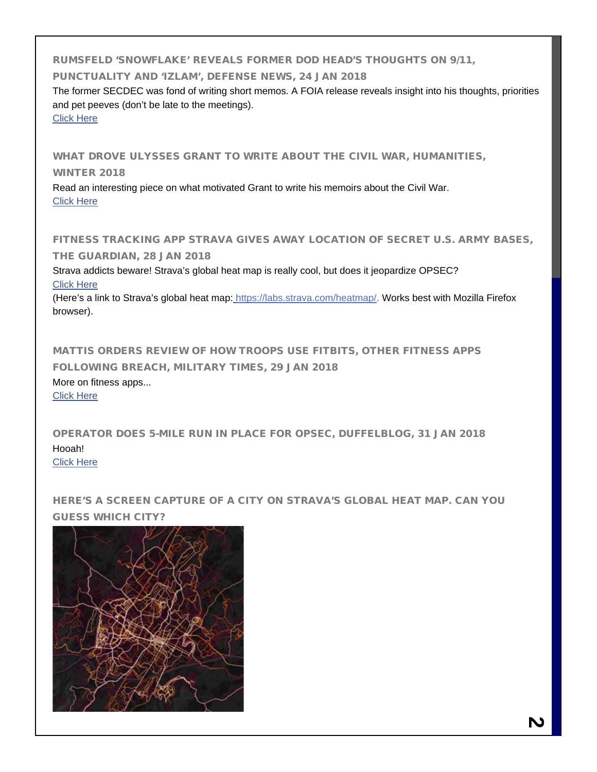## RUMSFELD 'SNOWFLAKE' REVEALS FORMER DOD HEAD'S THOUGHTS ON 9/11, PUNCTUALITY AND 'IZLAM', DEFENSE NEWS, 24 JAN 2018

The former SECDEC was fond of writing short memos. A FOIA release reveals insight into his thoughts, priorities and pet peeves (don't be late to the meetings).
Click Here

## WHAT DROVE ULYSSES GRANT TO WRITE ABOUT THE CIVIL WAR, HUMANITIES, WINTER 2018

Read an interesting piece on what motivated Grant to write his memoirs about the Civil War.
Click Here

## FITNESS TRACKING APP STRAVA GIVES AWAY LOCATION OF SECRET U.S. ARMY BASES, THE GUARDIAN, 28 JAN 2018

Strava addicts beware! Strava's global heat map is really cool, but does it jeopardize OPSEC?
Click Here

(Here's a link to Strava's global heat map: https://labs.strava.com/heatmap/. Works best with Mozilla Firefox browser).

## MATTIS ORDERS REVIEW OF HOW TROOPS USE FITBITS, OTHER FITNESS APPS FOLLOWING BREACH, MILITARY TIMES, 29 JAN 2018

More on fitness apps...
Click Here

## OPERATOR DOES 5-MILE RUN IN PLACE FOR OPSEC, DUFFELBLOG, 31 JAN 2018

Hooah!
Click Here

## HERE'S A SCREEN CAPTURE OF A CITY ON STRAVA'S GLOBAL HEAT MAP. CAN YOU GUESS WHICH CITY?